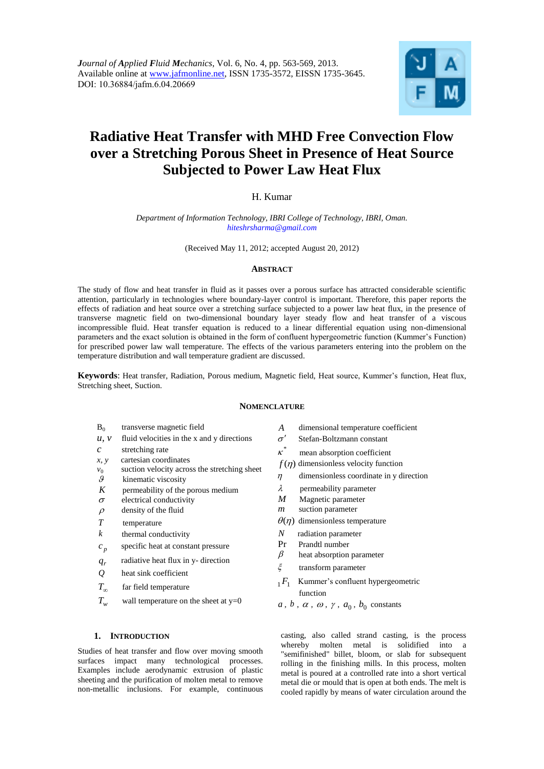*Journal of Applied Fluid Mechanics*, Vol. 6, No. 4, pp. 563-569, 2013.
Available online at www.jafmonline.net, ISSN 1735-3572, EISSN 1735-3645.
DOI: 10.36884/jafm.6.04.20669

# Radiative Heat Transfer with MHD Free Convection Flow over a Stretching Porous Sheet in Presence of Heat Source Subjected to Power Law Heat Flux

H. Kumar

*Department of Information Technology, IBRI College of Technology, IBRI, Oman.*
*hiteshrsharma@gmail.com*

(Received May 11, 2012; accepted August 20, 2012)

## Abstract

The study of flow and heat transfer in fluid as it passes over a porous surface has attracted considerable scientific attention, particularly in technologies where boundary-layer control is important. Therefore, this paper reports the effects of radiation and heat source over a stretching surface subjected to a power law heat flux, in the presence of transverse magnetic field on two-dimensional boundary layer steady flow and heat transfer of a viscous incompressible fluid. Heat transfer equation is reduced to a linear differential equation using non-dimensional parameters and the exact solution is obtained in the form of confluent hypergeometric function (Kummer's Function) for prescribed power law wall temperature. The effects of the various parameters entering into the problem on the temperature distribution and wall temperature gradient are discussed.

**Keywords**: Heat transfer, Radiation, Porous medium, Magnetic field, Heat source, Kummer's function, Heat flux, Stretching sheet, Suction.

## Nomenclature

| | | | |
|---|---|---|---|
| $B_0$ | transverse magnetic field | $A$ | dimensional temperature coefficient |
| $u$, $v$ | fluid velocities in the x and y directions | $\sigma'$ | Stefan-Boltzmann constant |
| $c$ | stretching rate | $\kappa^*$ | mean absorption coefficient |
| $x$, $y$ | cartesian coordinates | $f(\eta)$ | dimensionless velocity function |
| $v_0$ | suction velocity across the stretching sheet | $\eta$ | dimensionless coordinate in y direction |
| $\vartheta$ | kinematic viscosity | $\lambda$ | permeability parameter |
| $K$ | permeability of the porous medium | $M$ | Magnetic parameter |
| $\sigma$ | electrical conductivity | $m$ | suction parameter |
| $\rho$ | density of the fluid | $\theta(\eta)$ | dimensionless temperature |
| $T$ | temperature | $N$ | radiation parameter |
| $k$ | thermal conductivity | Pr | Prandtl number |
| $c_p$ | specific heat at constant pressure | $\beta$ | heat absorption parameter |
| $q_r$ | radiative heat flux in y- direction | $\xi$ | transform parameter |
| $Q$ | heat sink coefficient | ${}_1F_1$ | Kummer's confluent hypergeometric function |
| $T_\infty$ | far field temperature | $a$, $b$, $\alpha$, $\omega$, $\gamma$, $a_0$, $b_0$ | constants |
| $T_w$ | wall temperature on the sheet at y=0 | | |

## 1. Introduction

Studies of heat transfer and flow over moving smooth surfaces impact many technological processes. Examples include aerodynamic extrusion of plastic sheeting and the purification of molten metal to remove non-metallic inclusions. For example, continuous casting, also called strand casting, is the process whereby molten metal is solidified into a "semifinished" billet, bloom, or slab for subsequent rolling in the finishing mills. In this process, molten metal is poured at a controlled rate into a short vertical metal die or mould that is open at both ends. The melt is cooled rapidly by means of water circulation around the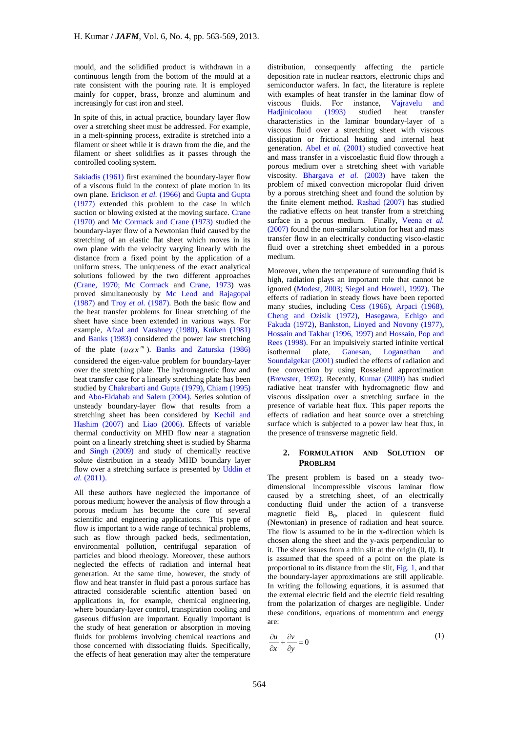mould, and the solidified product is withdrawn in a continuous length from the bottom of the mould at a rate consistent with the pouring rate. It is employed mainly for copper, brass, bronze and aluminum and increasingly for cast iron and steel.

In spite of this, in actual practice, boundary layer flow over a stretching sheet must be addressed. For example, in a melt-spinning process, extradite is stretched into a filament or sheet while it is drawn from the die, and the filament or sheet solidifies as it passes through the controlled cooling system.

Sakiadis (1961) first examined the boundary-layer flow of a viscous fluid in the context of plate motion in its own plane. Erickson *et al.* (1966) and Gupta and Gupta (1977) extended this problem to the case in which suction or blowing existed at the moving surface. Crane (1970) and Mc Cormack and Crane (1973) studied the boundary-layer flow of a Newtonian fluid caused by the stretching of an elastic flat sheet which moves in its own plane with the velocity varying linearly with the distance from a fixed point by the application of a uniform stress. The uniqueness of the exact analytical solutions followed by the two different approaches (Crane, 1970; Mc Cormack and Crane, 1973) was proved simultaneously by Mc Leod and Rajagopal (1987) and Troy *et al.* (1987). Both the basic flow and the heat transfer problems for linear stretching of the sheet have since been extended in various ways. For example, Afzal and Varshney (1980), Kuiken (1981) and Banks (1983) considered the power law stretching of the plate ($u \alpha x^m$). Banks and Zaturska (1986) considered the eigen-value problem for boundary-layer over the stretching plate. The hydromagnetic flow and heat transfer case for a linearly stretching plate has been studied by Chakrabarti and Gupta (1979), Chiam (1995) and Abo-Eldahab and Salem (2004). Series solution of unsteady boundary-layer flow that results from a stretching sheet has been considered by Kechil and Hashim (2007) and Liao (2006). Effects of variable thermal conductivity on MHD flow near a stagnation point on a linearly stretching sheet is studied by Sharma and Singh (2009) and study of chemically reactive solute distribution in a steady MHD boundary layer flow over a stretching surface is presented by Uddin *et al.* (2011).

All these authors have neglected the importance of porous medium; however the analysis of flow through a porous medium has become the core of several scientific and engineering applications. This type of flow is important to a wide range of technical problems, such as flow through packed beds, sedimentation, environmental pollution, centrifugal separation of particles and blood rheology. Moreover, these authors neglected the effects of radiation and internal heat generation. At the same time, however, the study of flow and heat transfer in fluid past a porous surface has attracted considerable scientific attention based on applications in, for example, chemical engineering, where boundary-layer control, transpiration cooling and gaseous diffusion are important. Equally important is the study of heat generation or absorption in moving fluids for problems involving chemical reactions and those concerned with dissociating fluids. Specifically, the effects of heat generation may alter the temperature distribution, consequently affecting the particle deposition rate in nuclear reactors, electronic chips and semiconductor wafers. In fact, the literature is replete with examples of heat transfer in the laminar flow of viscous fluids. For instance, Vajravelu and Hadjinicolaou (1993) studied heat transfer characteristics in the laminar boundary-layer of a viscous fluid over a stretching sheet with viscous dissipation or frictional heating and internal heat generation. Abel *et al.* (2001) studied convective heat and mass transfer in a viscoelastic fluid flow through a porous medium over a stretching sheet with variable viscosity. Bhargava *et al.* (2003) have taken the problem of mixed convection micropolar fluid driven by a porous stretching sheet and found the solution by the finite element method. Rashad (2007) has studied the radiative effects on heat transfer from a stretching surface in a porous medium. Finally, Veena *et al.* (2007) found the non-similar solution for heat and mass transfer flow in an electrically conducting visco-elastic fluid over a stretching sheet embedded in a porous medium.

Moreover, when the temperature of surrounding fluid is high, radiation plays an important role that cannot be ignored (Modest, 2003; Siegel and Howell, 1992). The effects of radiation in steady flows have been reported many studies, including Cess (1966), Arpaci (1968), Cheng and Ozisik (1972), Hasegawa, Echigo and Fakuda (1972), Bankston, Lioyed and Novony (1977), Hossain and Takhar (1996, 1997) and Hossain, Pop and Rees (1998). For an impulsively started infinite vertical isothermal plate, Ganesan, Loganathan and Soundalgekar (2001) studied the effects of radiation and free convection by using Rosseland approximation (Brewster, 1992). Recently, Kumar (2009) has studied radiative heat transfer with hydromagnetic flow and viscous dissipation over a stretching surface in the presence of variable heat flux. This paper reports the effects of radiation and heat source over a stretching surface which is subjected to a power law heat flux, in the presence of transverse magnetic field.

## 2. Formulation and Solution of Problrm

The present problem is based on a steady two-dimensional incompressible viscous laminar flow caused by a stretching sheet, of an electrically conducting fluid under the action of a transverse magnetic field $B_0$, placed in quiescent fluid (Newtonian) in presence of radiation and heat source. The flow is assumed to be in the x-direction which is chosen along the sheet and the y-axis perpendicular to it. The sheet issues from a thin slit at the origin (0, 0). It is assumed that the speed of a point on the plate is proportional to its distance from the slit, Fig. 1, and that the boundary-layer approximations are still applicable. In writing the following equations, it is assumed that the external electric field and the electric field resulting from the polarization of charges are negligible. Under these conditions, equations of momentum and energy are:

$$\frac{\partial u}{\partial x} + \frac{\partial v}{\partial y} = 0 \qquad (1)$$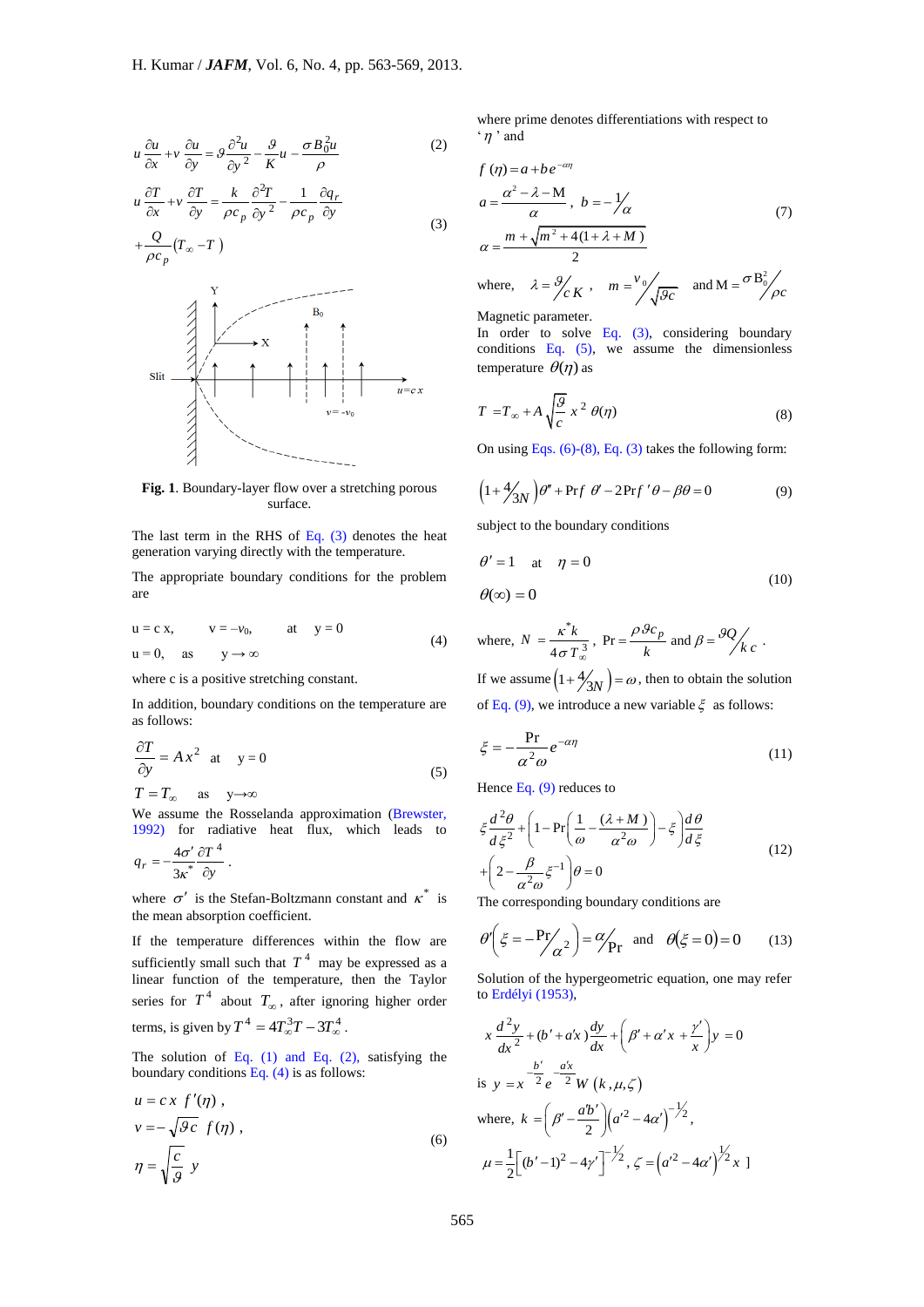$$u\frac{\partial u}{\partial x}+v\frac{\partial u}{\partial y}=\vartheta\frac{\partial^2 u}{\partial y^2}-\frac{\vartheta}{K}u-\frac{\sigma B_0^2 u}{\rho} \tag{2}$$

$$u\frac{\partial T}{\partial x}+v\frac{\partial T}{\partial y}=\frac{k}{\rho c_p}\frac{\partial^2 T}{\partial y^2}-\frac{1}{\rho c_p}\frac{\partial q_r}{\partial y}+\frac{Q}{\rho c_p}(T_\infty - T) \tag{3}$$

**Fig. 1**. Boundary-layer flow over a stretching porous surface.

The last term in the RHS of Eq. (3) denotes the heat generation varying directly with the temperature.

The appropriate boundary conditions for the problem are

$$u = c\,x, \quad v = -v_0, \quad \text{at} \quad y = 0$$
$$u = 0, \quad \text{as} \quad y \to \infty \tag{4}$$

where c is a positive stretching constant.

In addition, boundary conditions on the temperature are as follows:

$$\frac{\partial T}{\partial y} = A x^2 \quad \text{at} \quad y = 0$$
$$T = T_\infty \quad \text{as} \quad y \to \infty \tag{5}$$

We assume the Rosselanda approximation (Brewster, 1992) for radiative heat flux, which leads to $q_r = -\frac{4\sigma'}{3\kappa^*}\frac{\partial T^4}{\partial y}$.

where $\sigma'$ is the Stefan-Boltzmann constant and $\kappa^*$ is the mean absorption coefficient.

If the temperature differences within the flow are sufficiently small such that $T^4$ may be expressed as a linear function of the temperature, then the Taylor series for $T^4$ about $T_\infty$, after ignoring higher order terms, is given by $T^4 = 4T_\infty^3 T - 3T_\infty^4$.

The solution of Eq. (1) and Eq. (2), satisfying the boundary conditions Eq. (4) is as follows:

$$u = c\,x\, f'(\eta),$$
$$v = -\sqrt{\vartheta c}\; f(\eta),$$
$$\eta = \sqrt{\frac{c}{\vartheta}}\; y \tag{6}$$

where prime denotes differentiations with respect to '$\eta$' and

$$f(\eta) = a + b e^{-\alpha\eta}$$
$$a = \frac{\alpha^2 - \lambda - M}{\alpha}, \quad b = -1/\alpha$$
$$\alpha = \frac{m + \sqrt{m^2 + 4(1+\lambda+M)}}{2} \tag{7}$$

where, $\lambda = \vartheta/cK$, $m = v_0/\sqrt{\vartheta c}$ and $M = \sigma B_0^2/\rho c$

Magnetic parameter.

In order to solve Eq. (3), considering boundary conditions Eq. (5), we assume the dimensionless temperature $\theta(\eta)$ as

$$T = T_\infty + A\sqrt{\frac{\vartheta}{c}}\, x^2\, \theta(\eta) \tag{8}$$

On using Eqs. (6)-(8), Eq. (3) takes the following form:

$$\left(1+\tfrac{4}{3N}\right)\theta'' + \Pr f\,\theta' - 2\Pr f'\theta - \beta\theta = 0 \tag{9}$$

subject to the boundary conditions

$$\theta' = 1 \quad \text{at} \quad \eta = 0$$
$$\theta(\infty) = 0 \tag{10}$$

where, $N = \frac{\kappa^* k}{4\sigma T_\infty^3}$, $\Pr = \frac{\rho\vartheta c_p}{k}$ and $\beta = \vartheta Q/kc$.

If we assume $\left(1+\tfrac{4}{3N}\right) = \omega$, then to obtain the solution of Eq. (9), we introduce a new variable $\xi$ as follows:

$$\xi = -\frac{\Pr}{\alpha^2\omega}e^{-\alpha\eta} \tag{11}$$

Hence Eq. (9) reduces to

$$\xi\frac{d^2\theta}{d\xi^2} + \left(1 - \Pr\left(\frac{1}{\omega} - \frac{(\lambda+M)}{\alpha^2\omega}\right) - \xi\right)\frac{d\theta}{d\xi} + \left(2 - \frac{\beta}{\alpha^2\omega}\xi^{-1}\right)\theta = 0 \tag{12}$$

The corresponding boundary conditions are

$$\theta'\left(\xi = -\Pr/\alpha^2\right) = \alpha/\Pr \quad \text{and} \quad \theta(\xi = 0) = 0 \tag{13}$$

Solution of the hypergeometric equation, one may refer to Erdélyi (1953),

$$x\frac{d^2 y}{dx^2} + (b' + a'x)\frac{dy}{dx} + \left(\beta' + \alpha' x + \frac{\gamma'}{x}\right)y = 0$$

is $y = x^{-\frac{b'}{2}} e^{-\frac{a'x}{2}} W(k, \mu, \zeta)$

where, $k = \left(\beta' - \frac{a'b'}{2}\right)\left(a'^2 - 4\alpha'\right)^{-1/2}$,

$\mu = \frac{1}{2}\left[(b'-1)^2 - 4\gamma'\right]^{-1/2}, \; \zeta = \left(a'^2 - 4\alpha'\right)^{1/2} x \;]$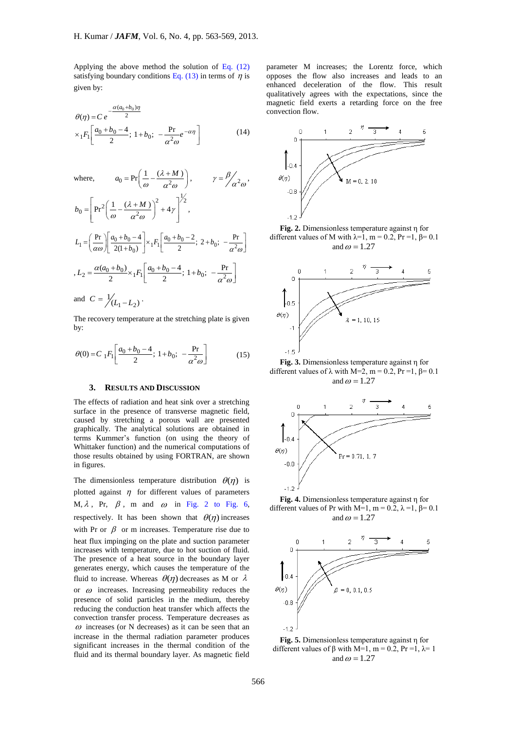Applying the above method the solution of Eq. (12) satisfying boundary conditions Eq. (13) in terms of $\eta$ is given by:

$$\theta(\eta) = C\, e^{-\frac{\alpha(a_0+b_0)\eta}{2}} \times {}_1F_1\left[\frac{a_0+b_0-4}{2};\ 1+b_0;\ -\frac{\Pr}{\alpha^2\omega}e^{-\alpha\eta}\right] \tag{14}$$

where, $a_0 = \Pr\left(\frac{1}{\omega} - \frac{(\lambda+M)}{\alpha^2\omega}\right)$, $\gamma = \beta/\alpha^2\omega$,

$$b_0 = \left[\Pr^2\left(\frac{1}{\omega} - \frac{(\lambda+M)}{\alpha^2\omega}\right)^2 + 4\gamma\right]^{1/2},$$

$$L_1 = \left(\frac{\Pr}{\alpha\omega}\right)\left[\frac{a_0+b_0-4}{2(1+b_0)}\right] \times {}_1F_1\left[\frac{a_0+b_0-2}{2};\ 2+b_0;\ -\frac{\Pr}{\alpha^2\omega}\right]$$

$$, L_2 = \frac{\alpha(a_0+b_0)}{2} \times {}_1F_1\left[\frac{a_0+b_0-4}{2};\ 1+b_0;\ -\frac{\Pr}{\alpha^2\omega}\right]$$

and $C = 1/(L_1 - L_2)$.

The recovery temperature at the stretching plate is given by:

$$\theta(0) = C\, {}_1F_1\left[\frac{a_0+b_0-4}{2};\ 1+b_0;\ -\frac{\Pr}{\alpha^2\omega}\right] \tag{15}$$

## 3. Results and Discussion

The effects of radiation and heat sink over a stretching surface in the presence of transverse magnetic field, caused by stretching a porous wall are presented graphically. The analytical solutions are obtained in terms Kummer's function (on using the theory of Whittaker function) and the numerical computations of those results obtained by using FORTRAN, are shown in figures.

The dimensionless temperature distribution $\theta(\eta)$ is plotted against $\eta$ for different values of parameters M, $\lambda$, Pr, $\beta$, m and $\omega$ in Fig. 2 to Fig. 6, respectively. It has been shown that $\theta(\eta)$ increases with Pr or $\beta$ or m increases. Temperature rise due to heat flux impinging on the plate and suction parameter increases with temperature, due to hot suction of fluid. The presence of a heat source in the boundary layer generates energy, which causes the temperature of the fluid to increase. Whereas $\theta(\eta)$ decreases as M or $\lambda$ or $\omega$ increases. Increasing permeability reduces the presence of solid particles in the medium, thereby reducing the conduction heat transfer which affects the convection transfer process. Temperature decreases as $\omega$ increases (or N decreases) as it can be seen that an increase in the thermal radiation parameter produces significant increases in the thermal condition of the fluid and its thermal boundary layer. As magnetic field parameter M increases; the Lorentz force, which opposes the flow also increases and leads to an enhanced deceleration of the flow. This result qualitatively agrees with the expectations, since the magnetic field exerts a retarding force on the free convection flow.

**Fig. 2.** Dimensionless temperature against η for different values of M with λ=1, m = 0.2, Pr =1, β= 0.1 and $\omega = 1.27$

**Fig. 3.** Dimensionless temperature against η for different values of λ with M=2, m = 0.2, Pr =1, β= 0.1 and $\omega = 1.27$

**Fig. 4.** Dimensionless temperature against η for different values of Pr with M=1, m = 0.2, λ =1, β= 0.1 and $\omega = 1.27$

**Fig. 5.** Dimensionless temperature against η for different values of β with M=1, m = 0.2, Pr =1, λ= 1 and $\omega = 1.27$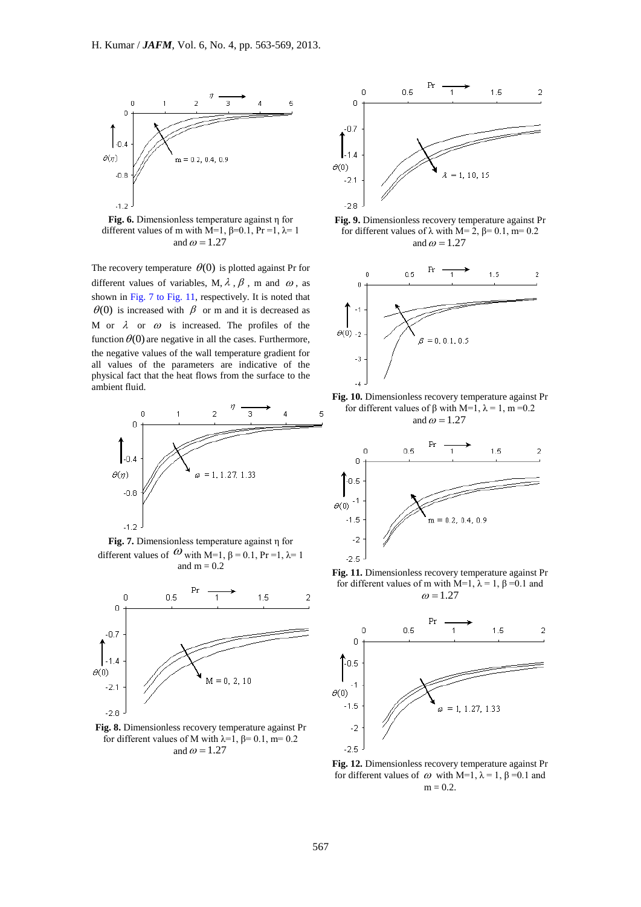**Fig. 6.** Dimensionless temperature against η for different values of m with M=1, β=0.1, Pr =1, λ= 1 and $\omega = 1.27$

The recovery temperature $\theta(0)$ is plotted against Pr for different values of variables, M, $\lambda$, $\beta$, m and $\omega$, as shown in Fig. 7 to Fig. 11, respectively. It is noted that $\theta(0)$ is increased with $\beta$ or m and it is decreased as M or $\lambda$ or $\omega$ is increased. The profiles of the function $\theta(0)$ are negative in all the cases. Furthermore, the negative values of the wall temperature gradient for all values of the parameters are indicative of the physical fact that the heat flows from the surface to the ambient fluid.

**Fig. 7.** Dimensionless temperature against η for different values of $\omega$ with M=1, β = 0.1, Pr =1, λ= 1 and m = 0.2

**Fig. 8.** Dimensionless recovery temperature against Pr for different values of M with λ=1, β= 0.1, m= 0.2 and $\omega = 1.27$

**Fig. 9.** Dimensionless recovery temperature against Pr for different values of λ with M= 2, β= 0.1, m= 0.2 and $\omega = 1.27$

**Fig. 10.** Dimensionless recovery temperature against Pr for different values of β with M=1, λ = 1, m =0.2 and $\omega = 1.27$

**Fig. 11.** Dimensionless recovery temperature against Pr for different values of m with M=1, λ = 1, β =0.1 and $\omega = 1.27$

**Fig. 12.** Dimensionless recovery temperature against Pr for different values of $\omega$ with M=1, λ = 1, β =0.1 and m = 0.2.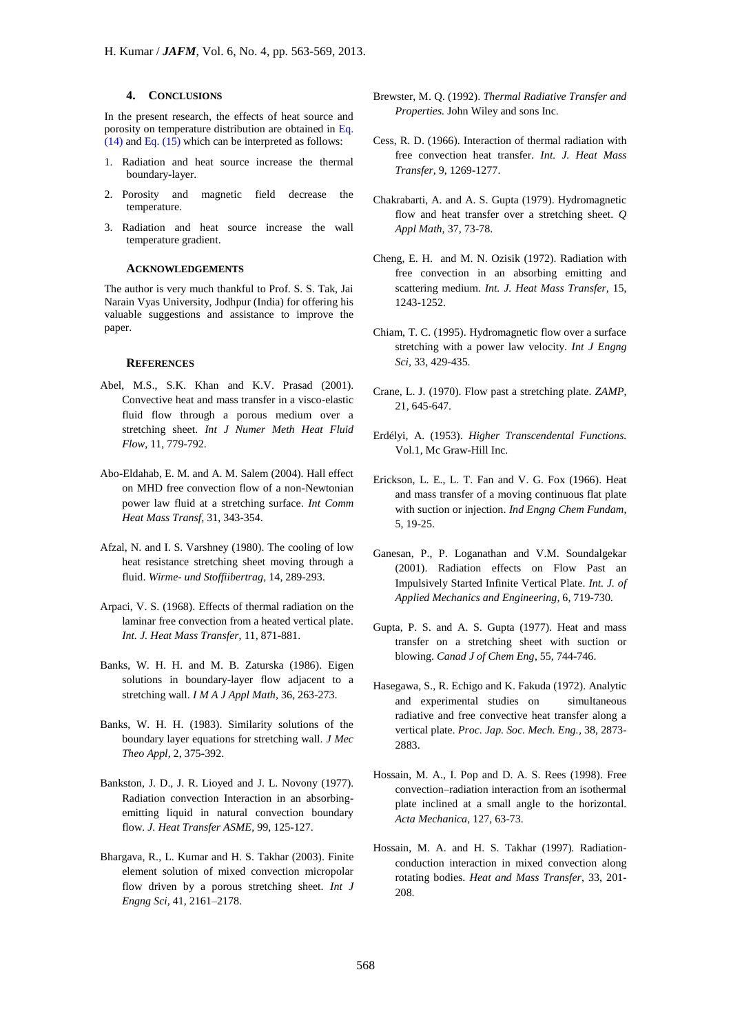## 4. CONCLUSIONS

In the present research, the effects of heat source and porosity on temperature distribution are obtained in Eq. (14) and Eq. (15) which can be interpreted as follows:

1. Radiation and heat source increase the thermal boundary-layer.
2. Porosity and magnetic field decrease the temperature.
3. Radiation and heat source increase the wall temperature gradient.

### ACKNOWLEDGEMENTS

The author is very much thankful to Prof. S. S. Tak, Jai Narain Vyas University, Jodhpur (India) for offering his valuable suggestions and assistance to improve the paper.

### REFERENCES

Abel, M.S., S.K. Khan and K.V. Prasad (2001). Convective heat and mass transfer in a visco-elastic fluid flow through a porous medium over a stretching sheet. *Int J Numer Meth Heat Fluid Flow*, 11, 779-792.

Abo-Eldahab, E. M. and A. M. Salem (2004). Hall effect on MHD free convection flow of a non-Newtonian power law fluid at a stretching surface. *Int Comm Heat Mass Transf*, 31, 343-354.

Afzal, N. and I. S. Varshney (1980). The cooling of low heat resistance stretching sheet moving through a fluid. *Wirme- und Stoffiibertrag*, 14, 289-293.

Arpaci, V. S. (1968). Effects of thermal radiation on the laminar free convection from a heated vertical plate. *Int. J. Heat Mass Transfer*, 11, 871-881.

Banks, W. H. H. and M. B. Zaturska (1986). Eigen solutions in boundary-layer flow adjacent to a stretching wall. *I M A J Appl Math*, 36, 263-273.

Banks, W. H. H. (1983). Similarity solutions of the boundary layer equations for stretching wall. *J Mec Theo Appl*, 2, 375-392.

Bankston, J. D., J. R. Lioyed and J. L. Novony (1977). Radiation convection Interaction in an absorbing-emitting liquid in natural convection boundary flow. *J. Heat Transfer ASME*, 99, 125-127.

Bhargava, R., L. Kumar and H. S. Takhar (2003). Finite element solution of mixed convection micropolar flow driven by a porous stretching sheet. *Int J Engng Sci*, 41, 2161–2178.

Brewster, M. Q. (1992). *Thermal Radiative Transfer and Properties.* John Wiley and sons Inc.

Cess, R. D. (1966). Interaction of thermal radiation with free convection heat transfer. *Int. J. Heat Mass Transfer*, 9, 1269-1277.

Chakrabarti, A. and A. S. Gupta (1979). Hydromagnetic flow and heat transfer over a stretching sheet. *Q Appl Math*, 37, 73-78.

Cheng, E. H. and M. N. Ozisik (1972). Radiation with free convection in an absorbing emitting and scattering medium. *Int. J. Heat Mass Transfer*, 15, 1243-1252.

Chiam, T. C. (1995). Hydromagnetic flow over a surface stretching with a power law velocity. *Int J Engng Sci*, 33, 429-435.

Crane, L. J. (1970). Flow past a stretching plate. *ZAMP*, 21, 645-647.

Erdélyi, A. (1953). *Higher Transcendental Functions.* Vol.1, Mc Graw-Hill Inc.

Erickson, L. E., L. T. Fan and V. G. Fox (1966). Heat and mass transfer of a moving continuous flat plate with suction or injection. *Ind Engng Chem Fundam*, 5, 19-25.

Ganesan, P., P. Loganathan and V.M. Soundalgekar (2001). Radiation effects on Flow Past an Impulsively Started Infinite Vertical Plate. *Int. J. of Applied Mechanics and Engineering*, 6, 719-730.

Gupta, P. S. and A. S. Gupta (1977). Heat and mass transfer on a stretching sheet with suction or blowing. *Canad J of Chem Eng*, 55, 744-746.

Hasegawa, S., R. Echigo and K. Fakuda (1972). Analytic and experimental studies on simultaneous radiative and free convective heat transfer along a vertical plate. *Proc. Jap. Soc. Mech. Eng.*, 38, 2873-2883.

Hossain, M. A., I. Pop and D. A. S. Rees (1998). Free convection–radiation interaction from an isothermal plate inclined at a small angle to the horizontal. *Acta Mechanica*, 127, 63-73.

Hossain, M. A. and H. S. Takhar (1997). Radiation-conduction interaction in mixed convection along rotating bodies. *Heat and Mass Transfer*, 33, 201-208.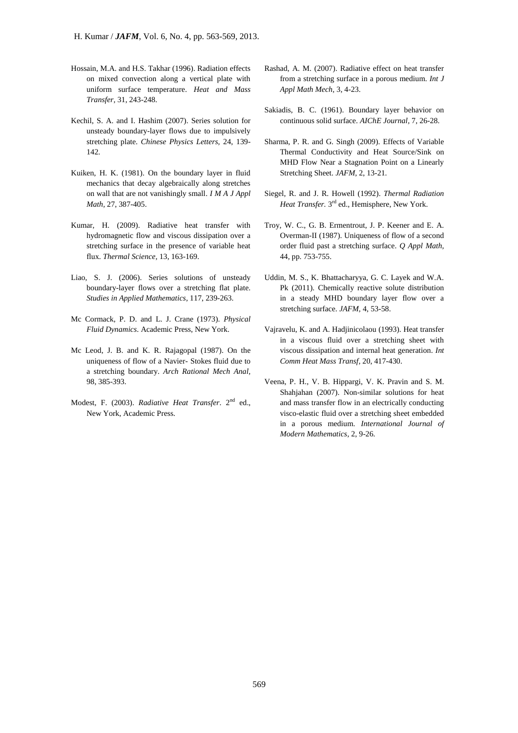Hossain, M.A. and H.S. Takhar (1996). Radiation effects on mixed convection along a vertical plate with uniform surface temperature. *Heat and Mass Transfer*, 31, 243-248.

Kechil, S. A. and I. Hashim (2007). Series solution for unsteady boundary-layer flows due to impulsively stretching plate. *Chinese Physics Letters*, 24, 139-142.

Kuiken, H. K. (1981). On the boundary layer in fluid mechanics that decay algebraically along stretches on wall that are not vanishingly small. *I M A J Appl Math*, 27, 387-405.

Kumar, H. (2009). Radiative heat transfer with hydromagnetic flow and viscous dissipation over a stretching surface in the presence of variable heat flux. *Thermal Science*, 13, 163-169.

Liao, S. J. (2006). Series solutions of unsteady boundary-layer flows over a stretching flat plate. *Studies in Applied Mathematics*, 117, 239-263.

Mc Cormack, P. D. and L. J. Crane (1973). *Physical Fluid Dynamics*. Academic Press, New York.

Mc Leod, J. B. and K. R. Rajagopal (1987). On the uniqueness of flow of a Navier- Stokes fluid due to a stretching boundary. *Arch Rational Mech Anal,* 98, 385-393.

Modest, F. (2003). *Radiative Heat Transfer*. 2nd ed., New York, Academic Press.

Rashad, A. M. (2007). Radiative effect on heat transfer from a stretching surface in a porous medium. *Int J Appl Math Mech*, 3, 4-23.

Sakiadis, B. C. (1961). Boundary layer behavior on continuous solid surface. *AIChE Journal*, 7, 26-28.

Sharma, P. R. and G. Singh (2009). Effects of Variable Thermal Conductivity and Heat Source/Sink on MHD Flow Near a Stagnation Point on a Linearly Stretching Sheet. *JAFM*, 2, 13-21.

Siegel, R. and J. R. Howell (1992). *Thermal Radiation Heat Transfer.* 3rd ed., Hemisphere, New York.

Troy, W. C., G. B. Ermentrout, J. P. Keener and E. A. Overman-II (1987). Uniqueness of flow of a second order fluid past a stretching surface. *Q Appl Math,* 44, pp. 753-755.

Uddin, M. S., K. Bhattacharyya, G. C. Layek and W.A. Pk (2011). Chemically reactive solute distribution in a steady MHD boundary layer flow over a stretching surface. *JAFM,* 4, 53-58.

Vajravelu, K. and A. Hadjinicolaou (1993). Heat transfer in a viscous fluid over a stretching sheet with viscous dissipation and internal heat generation. *Int Comm Heat Mass Transf*, 20, 417-430.

Veena, P. H., V. B. Hippargi, V. K. Pravin and S. M. Shahjahan (2007). Non-similar solutions for heat and mass transfer flow in an electrically conducting visco-elastic fluid over a stretching sheet embedded in a porous medium. *International Journal of Modern Mathematics,* 2, 9-26.